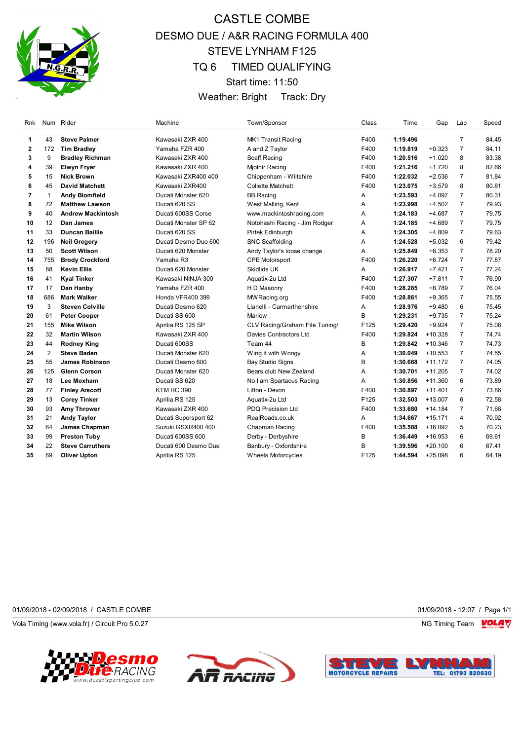# CASTLE COMBE

## DESMO DUE / A&R RACING FORMULA 400

## STEVE LYNHAM F125

## TQ 6 TIMED QUALIFYING

Start time: 11:50

Weather: Bright Track: Dry

| Rnk | Num | Rider | Machine | Town/Sponsor | Class | Time | Gap | Lap | Speed |
|---|---|---|---|---|---|---|---|---|---|
| 1 | 43 | **Steve Palmer** | Kawasaki ZXR 400 | MK1 Transit Racing | F400 | **1:19.496** | | 7 | 84.45 |
| 2 | 172 | **Tim Bradley** | Yamaha FZR 400 | A and Z Taylor | F400 | **1:19.819** | +0.323 | 7 | 84.11 |
| 3 | 9 | **Bradley Richman** | Kawasaki ZXR 400 | Scaff Racing | F400 | **1:20.516** | +1.020 | 8 | 83.38 |
| 4 | 39 | **Elwyn Fryer** | Kawasaki ZXR 400 | Mjolnir Racing | F400 | **1:21.216** | +1.720 | 8 | 82.66 |
| 5 | 15 | **Nick Brown** | Kawasaki ZXR400 400 | Chippenham - Wiltshire | F400 | **1:22.032** | +2.536 | 7 | 81.84 |
| 6 | 45 | **David Matchett** | Kawasaki ZXR400 | Collette Matchett | F400 | **1:23.075** | +3.579 | 8 | 80.81 |
| 7 | 1 | **Andy Blomfield** | Ducati Monster 620 | BB Racing | A | **1:23.593** | +4.097 | 7 | 80.31 |
| 8 | 72 | **Matthew Lawson** | Ducati 620 SS | West Malling, Kent | A | **1:23.998** | +4.502 | 7 | 79.93 |
| 9 | 40 | **Andrew Mackintosh** | Ducati 600SS Corse | www.mackintoshracing.com | A | **1:24.183** | +4.687 | 7 | 79.75 |
| 10 | 12 | **Dan James** | Ducati Monster SP 62 | Notohashi Racing - Jim Rodger | A | **1:24.185** | +4.689 | 7 | 79.75 |
| 11 | 33 | **Duncan Baillie** | Ducati 620 SS | Pirtek Edinburgh | A | **1:24.305** | +4.809 | 7 | 79.63 |
| 12 | 196 | **Neil Gregory** | Ducati Desmo Duo 600 | SNC Scaffolding | A | **1:24.528** | +5.032 | 6 | 79.42 |
| 13 | 50 | **Scott Wilson** | Ducati 620 Monster | Andy Taylor's loose change | A | **1:25.849** | +6.353 | 7 | 78.20 |
| 14 | 755 | **Brody Crockford** | Yamaha R3 | CPE Motorsport | F400 | **1:26.220** | +6.724 | 7 | 77.87 |
| 15 | 88 | **Kevin Ellis** | Ducati 620 Monster | Skidlids UK | A | **1:26.917** | +7.421 | 7 | 77.24 |
| 16 | 41 | **Kyal Tinker** | Kawasaki NINJA 300 | Aquatix-2u Ltd | F400 | **1:27.307** | +7.811 | 7 | 76.90 |
| 17 | 17 | **Dan Hanby** | Yamaha FZR 400 | H D Masonry | F400 | **1:28.285** | +8.789 | 7 | 76.04 |
| 18 | 686 | **Mark Walker** | Honda VFR400 399 | MWRacing.org | F400 | **1:28.861** | +9.365 | 7 | 75.55 |
| 19 | 3 | **Steven Colville** | Ducati Desmo 620 | Llanelli - Carmarthenshire | A | **1:28.976** | +9.480 | 6 | 75.45 |
| 20 | 61 | **Peter Cooper** | Ducati SS 600 | Marlow | B | **1:29.231** | +9.735 | 7 | 75.24 |
| 21 | 155 | **Mike Wilson** | Aprilia RS 125 SP | CLV Racing/Graham File Tuning/ | F125 | **1:29.420** | +9.924 | 7 | 75.08 |
| 22 | 32 | **Martin Wilson** | Kawasaki ZXR 400 | Davies Contractors Ltd | F400 | **1:29.824** | +10.328 | 7 | 74.74 |
| 23 | 44 | **Rodney King** | Ducati 600SS | Team 44 | B | **1:29.842** | +10.346 | 7 | 74.73 |
| 24 | 2 | **Steve Baden** | Ducati Monster 620 | Wing it with Wongy | A | **1:30.049** | +10.553 | 7 | 74.55 |
| 25 | 55 | **James Robinson** | Ducati Desmo 600 | Bay Studio Signs | B | **1:30.668** | +11.172 | 7 | 74.05 |
| 26 | 125 | **Glenn Corson** | Ducati Monster 620 | Bears club New Zealand | A | **1:30.701** | +11.205 | 7 | 74.02 |
| 27 | 18 | **Lee Moxham** | Ducati SS 620 | No I am Spartacus Racing | A | **1:30.856** | +11.360 | 6 | 73.89 |
| 28 | 77 | **Finley Arscott** | KTM RC 390 | Lifton - Devon | F400 | **1:30.897** | +11.401 | 7 | 73.86 |
| 29 | 13 | **Corey Tinker** | Aprilia RS 125 | Aquatix-2u Ltd | F125 | **1:32.503** | +13.007 | 6 | 72.58 |
| 30 | 93 | **Amy Thrower** | Kawasaki ZXR 400 | PDQ Precision Ltd | F400 | **1:33.680** | +14.184 | 7 | 71.66 |
| 31 | 21 | **Andy Taylor** | Ducati Supersport 62 | RealRoads.co.uk | A | **1:34.667** | +15.171 | 4 | 70.92 |
| 32 | 64 | **James Chapman** | Suzuki GSXR400 400 | Chapman Racing | F400 | **1:35.588** | +16.092 | 5 | 70.23 |
| 33 | 99 | **Preston Tuby** | Ducati 600SS 600 | Derby - Derbyshire | B | **1:36.449** | +16.953 | 6 | 69.61 |
| 34 | 22 | **Steve Carruthers** | Ducati 600 Desmo Due | Banbury - Oxfordshire | B | **1:39.596** | +20.100 | 6 | 67.41 |
| 35 | 69 | **Oliver Upton** | Aprilia RS 125 | Wheels Motorcycles | F125 | **1:44.594** | +25.098 | 6 | 64.19 |

01/09/2018 - 02/09/2018 / CASTLE COMBE    01/09/2018 - 12:07

Vola Timing (www.vola.fr) / Circuit Pro 5.0.27    NG Timing Team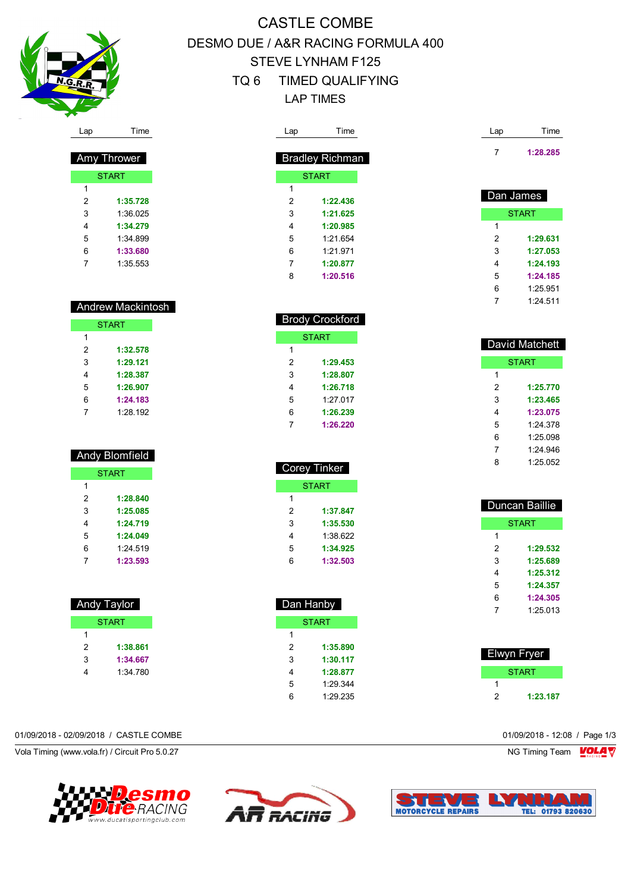# CASTLE COMBE

## DESMO DUE / A&R RACING FORMULA 400

## STEVE LYNHAM F125

## TQ 6 TIMED QUALIFYING

## LAP TIMES

### Amy Thrower

| Lap | Time |
|---|---|
| START | |
| 1 | |
| 2 | **1:35.728** |
| 3 | 1:36.025 |
| 4 | **1:34.279** |
| 5 | 1:34.899 |
| 6 | **1:33.680** |
| 7 | 1:35.553 |

### Andrew Mackintosh

| Lap | Time |
|---|---|
| START | |
| 1 | |
| 2 | **1:32.578** |
| 3 | **1:29.121** |
| 4 | **1:28.387** |
| 5 | **1:26.907** |
| 6 | **1:24.183** |
| 7 | 1:28.192 |

### Andy Blomfield

| Lap | Time |
|---|---|
| START | |
| 1 | |
| 2 | **1:28.840** |
| 3 | **1:25.085** |
| 4 | **1:24.719** |
| 5 | **1:24.049** |
| 6 | 1:24.519 |
| 7 | **1:23.593** |

### Andy Taylor

| Lap | Time |
|---|---|
| START | |
| 1 | |
| 2 | **1:38.861** |
| 3 | **1:34.667** |
| 4 | 1:34.780 |

### Bradley Richman

| Lap | Time |
|---|---|
| START | |
| 1 | |
| 2 | **1:22.436** |
| 3 | **1:21.625** |
| 4 | **1:20.985** |
| 5 | 1:21.654 |
| 6 | 1:21.971 |
| 7 | **1:20.877** |
| 8 | **1:20.516** |

### Brody Crockford

| Lap | Time |
|---|---|
| START | |
| 1 | |
| 2 | **1:29.453** |
| 3 | **1:28.807** |
| 4 | **1:26.718** |
| 5 | 1:27.017 |
| 6 | **1:26.239** |
| 7 | **1:26.220** |

### Corey Tinker

| Lap | Time |
|---|---|
| START | |
| 1 | |
| 2 | **1:37.847** |
| 3 | **1:35.530** |
| 4 | 1:38.622 |
| 5 | **1:34.925** |
| 6 | **1:32.503** |

### Dan Hanby

| Lap | Time |
|---|---|
| START | |
| 1 | |
| 2 | **1:35.890** |
| 3 | **1:30.117** |
| 4 | **1:28.877** |
| 5 | 1:29.344 |
| 6 | 1:29.235 |
| 7 | **1:28.285** |

### Dan James

| Lap | Time |
|---|---|
| START | |
| 1 | |
| 2 | **1:29.631** |
| 3 | **1:27.053** |
| 4 | **1:24.193** |
| 5 | **1:24.185** |
| 6 | 1:25.951 |
| 7 | 1:24.511 |

### David Matchett

| Lap | Time |
|---|---|
| START | |
| 1 | |
| 2 | **1:25.770** |
| 3 | **1:23.465** |
| 4 | **1:23.075** |
| 5 | 1:24.378 |
| 6 | 1:25.098 |
| 7 | 1:24.946 |
| 8 | 1:25.052 |

### Duncan Baillie

| Lap | Time |
|---|---|
| START | |
| 1 | |
| 2 | **1:29.532** |
| 3 | **1:25.689** |
| 4 | **1:25.312** |
| 5 | **1:24.357** |
| 6 | **1:24.305** |
| 7 | 1:25.013 |

### Elwyn Fryer

| Lap | Time |
|---|---|
| START | |
| 1 | |
| 2 | **1:23.187** |

01/09/2018 - 02/09/2018 / CASTLE COMBE

01/09/2018 - 12:08

Vola Timing (www.vola.fr) / Circuit Pro 5.0.27

NG Timing Team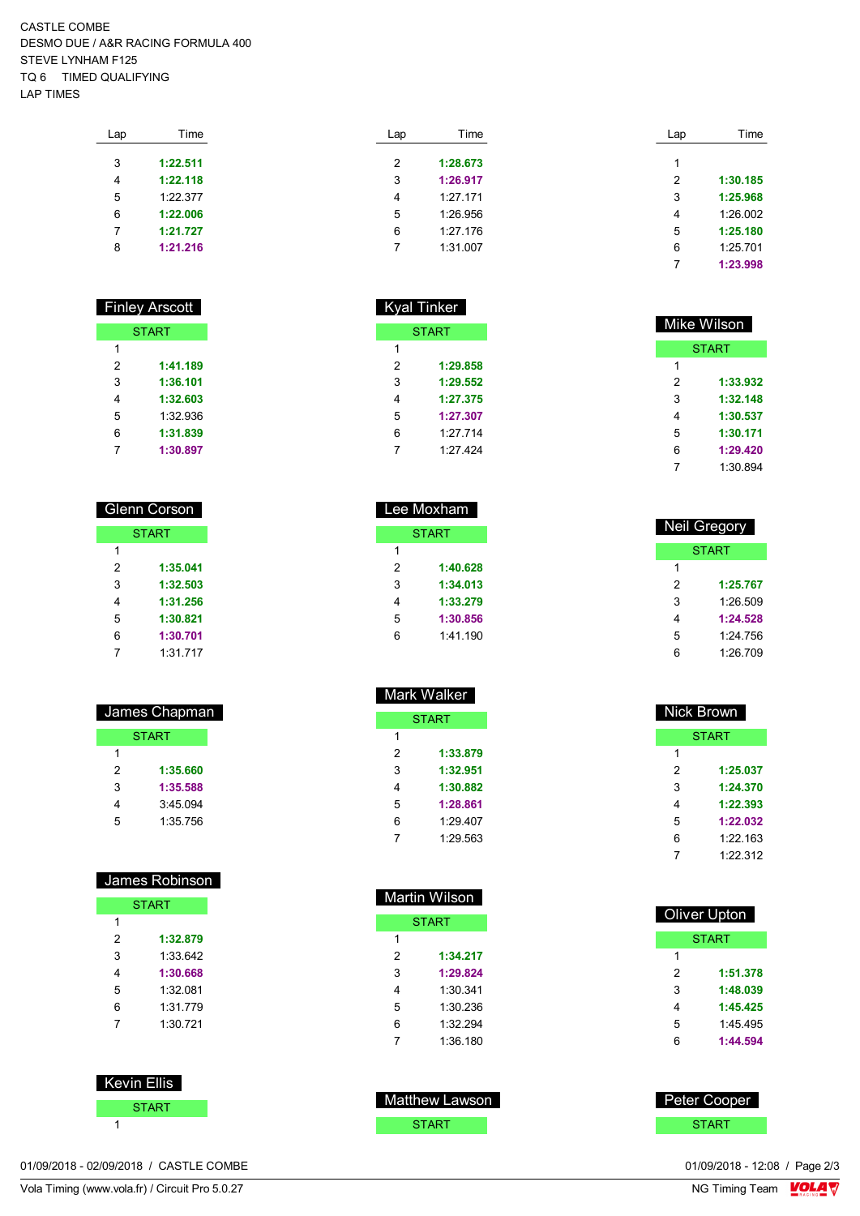CASTLE COMBE
DESMO DUE / A&R RACING FORMULA 400
STEVE LYNHAM F125
TQ 6 TIMED QUALIFYING
LAP TIMES

| Lap | Time |
|---|---|
| 3 | **1:22.511** |
| 4 | **1:22.118** |
| 5 | 1:22.377 |
| 6 | **1:22.006** |
| 7 | **1:21.727** |
| 8 | **1:21.216** |

| Lap | Time |
|---|---|
| 2 | **1:28.673** |
| 3 | **1:26.917** |
| 4 | 1:27.171 |
| 5 | 1:26.956 |
| 6 | 1:27.176 |
| 7 | 1:31.007 |

| Lap | Time |
|---|---|
| 1 | |
| 2 | **1:30.185** |
| 3 | **1:25.968** |
| 4 | 1:26.002 |
| 5 | **1:25.180** |
| 6 | 1:25.701 |
| 7 | **1:23.998** |

## Finley Arscott

| START | |
|---|---|
| 1 | |
| 2 | **1:41.189** |
| 3 | **1:36.101** |
| 4 | **1:32.603** |
| 5 | 1:32.936 |
| 6 | **1:31.839** |
| 7 | **1:30.897** |

## Glenn Corson

| START | |
|---|---|
| 1 | |
| 2 | **1:35.041** |
| 3 | **1:32.503** |
| 4 | **1:31.256** |
| 5 | **1:30.821** |
| 6 | **1:30.701** |
| 7 | 1:31.717 |

## James Chapman

| START | |
|---|---|
| 1 | |
| 2 | **1:35.660** |
| 3 | **1:35.588** |
| 4 | 3:45.094 |
| 5 | 1:35.756 |

## James Robinson

| START | |
|---|---|
| 1 | |
| 2 | **1:32.879** |
| 3 | 1:33.642 |
| 4 | **1:30.668** |
| 5 | 1:32.081 |
| 6 | 1:31.779 |
| 7 | 1:30.721 |

## Kevin Ellis

| START | |
|---|---|
| 1 | |

## Kyal Tinker

| START | |
|---|---|
| 1 | |
| 2 | **1:29.858** |
| 3 | **1:29.552** |
| 4 | **1:27.375** |
| 5 | **1:27.307** |
| 6 | 1:27.714 |
| 7 | 1:27.424 |

## Lee Moxham

| START | |
|---|---|
| 1 | |
| 2 | **1:40.628** |
| 3 | **1:34.013** |
| 4 | **1:33.279** |
| 5 | **1:30.856** |
| 6 | 1:41.190 |

## Mark Walker

| START | |
|---|---|
| 1 | |
| 2 | **1:33.879** |
| 3 | **1:32.951** |
| 4 | **1:30.882** |
| 5 | **1:28.861** |
| 6 | 1:29.407 |
| 7 | 1:29.563 |

## Martin Wilson

| START | |
|---|---|
| 1 | |
| 2 | **1:34.217** |
| 3 | **1:29.824** |
| 4 | 1:30.341 |
| 5 | 1:30.236 |
| 6 | 1:32.294 |
| 7 | 1:36.180 |

## Matthew Lawson

| START | |
|---|---|

## Mike Wilson

| START | |
|---|---|
| 1 | |
| 2 | **1:33.932** |
| 3 | **1:32.148** |
| 4 | **1:30.537** |
| 5 | **1:30.171** |
| 6 | **1:29.420** |
| 7 | 1:30.894 |

## Neil Gregory

| START | |
|---|---|
| 1 | |
| 2 | **1:25.767** |
| 3 | 1:26.509 |
| 4 | **1:24.528** |
| 5 | 1:24.756 |
| 6 | 1:26.709 |

## Nick Brown

| START | |
|---|---|
| 1 | |
| 2 | **1:25.037** |
| 3 | **1:24.370** |
| 4 | **1:22.393** |
| 5 | **1:22.032** |
| 6 | 1:22.163 |
| 7 | 1:22.312 |

## Oliver Upton

| START | |
|---|---|
| 1 | |
| 2 | **1:51.378** |
| 3 | **1:48.039** |
| 4 | **1:45.425** |
| 5 | 1:45.495 |
| 6 | **1:44.594** |

## Peter Cooper

| START | |
|---|---|

01/09/2018 - 02/09/2018 / CASTLE COMBE
01/09/2018 - 12:08
Vola Timing (www.vola.fr) / Circuit Pro 5.0.27
NG Timing Team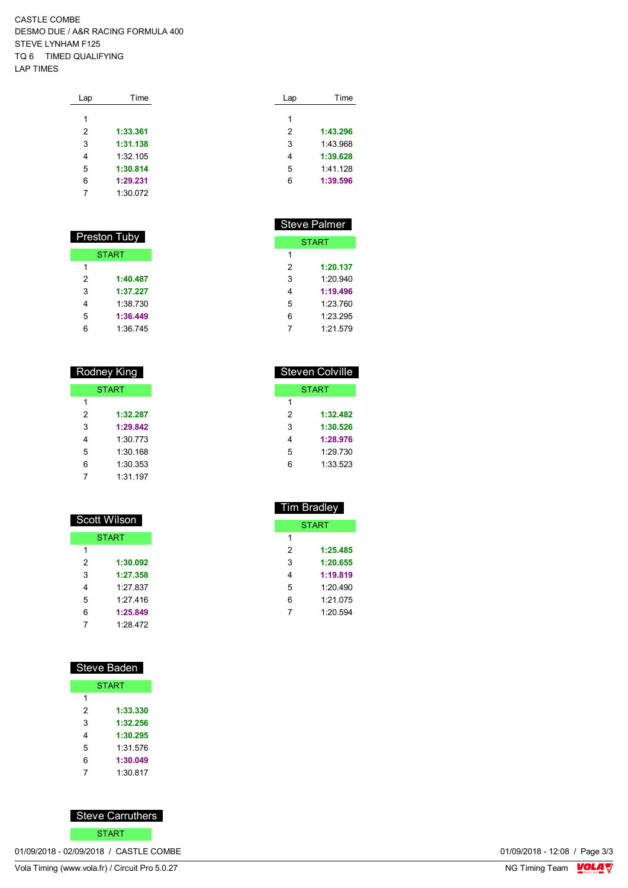CASTLE COMBE
DESMO DUE / A&R RACING FORMULA 400
STEVE LYNHAM F125
TQ 6 TIMED QUALIFYING
LAP TIMES

| Lap | Time |
|---|---|
| 1 | |
| 2 | **1:33.361** |
| 3 | **1:31.138** |
| 4 | 1:32.105 |
| 5 | **1:30.814** |
| 6 | **1:29.231** |
| 7 | 1:30.072 |

| Lap | Time |
|---|---|
| 1 | |
| 2 | **1:43.296** |
| 3 | 1:43.968 |
| 4 | **1:39.628** |
| 5 | 1:41.128 |
| 6 | **1:39.596** |

### Preston Tuby

| Lap | Time |
|---|---|
| START | |
| 1 | |
| 2 | **1:40.487** |
| 3 | **1:37.227** |
| 4 | 1:38.730 |
| 5 | **1:36.449** |
| 6 | 1:36.745 |

### Rodney King

| Lap | Time |
|---|---|
| START | |
| 1 | |
| 2 | **1:32.287** |
| 3 | **1:29.842** |
| 4 | 1:30.773 |
| 5 | 1:30.168 |
| 6 | 1:30.353 |
| 7 | 1:31.197 |

### Scott Wilson

| Lap | Time |
|---|---|
| START | |
| 1 | |
| 2 | **1:30.092** |
| 3 | **1:27.358** |
| 4 | 1:27.837 |
| 5 | 1:27.416 |
| 6 | **1:25.849** |
| 7 | 1:28.472 |

### Steve Baden

| Lap | Time |
|---|---|
| START | |
| 1 | |
| 2 | **1:33.330** |
| 3 | **1:32.256** |
| 4 | **1:30.295** |
| 5 | 1:31.576 |
| 6 | **1:30.049** |
| 7 | 1:30.817 |

### Steve Carruthers

| Lap | Time |
|---|---|
| START | |

### Steve Palmer

| Lap | Time |
|---|---|
| START | |
| 1 | |
| 2 | **1:20.137** |
| 3 | 1:20.940 |
| 4 | **1:19.496** |
| 5 | 1:23.760 |
| 6 | 1:23.295 |
| 7 | 1:21.579 |

### Steven Colville

| Lap | Time |
|---|---|
| START | |
| 1 | |
| 2 | **1:32.482** |
| 3 | **1:30.526** |
| 4 | **1:28.976** |
| 5 | 1:29.730 |
| 6 | 1:33.523 |

### Tim Bradley

| Lap | Time |
|---|---|
| START | |
| 1 | |
| 2 | **1:25.485** |
| 3 | **1:20.655** |
| 4 | **1:19.819** |
| 5 | 1:20.490 |
| 6 | 1:21.075 |
| 7 | 1:20.594 |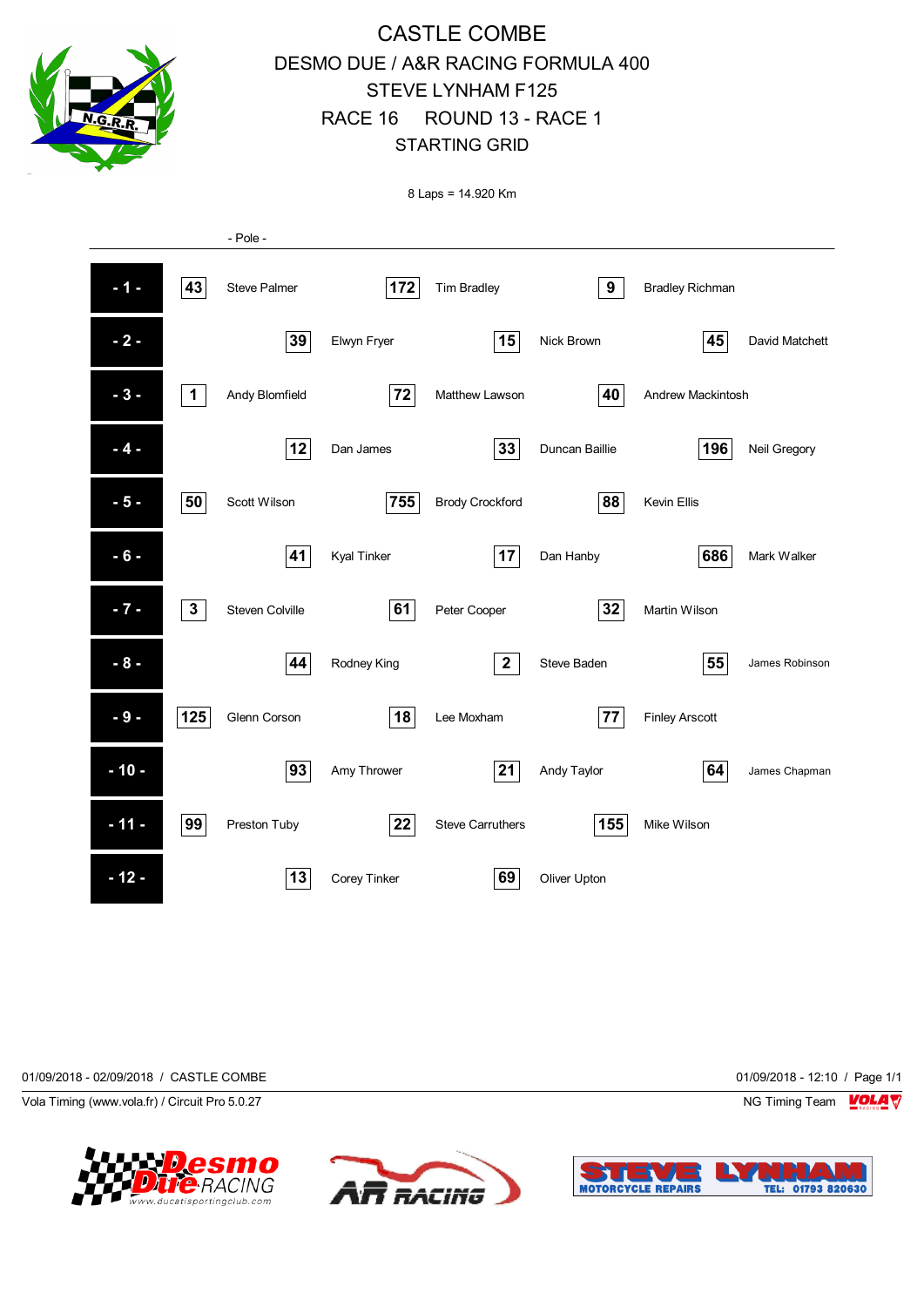# CASTLE COMBE

## DESMO DUE / A&R RACING FORMULA 400

## STEVE LYNHAM F125

## RACE 16 ROUND 13 - RACE 1

## STARTING GRID

8 Laps = 14.920 Km

- Pole -

| Row | No. | Rider | No. | Rider | No. | Rider |
|---|---|---|---|---|---|---|
| - 1 - | 43 | Steve Palmer | 172 | Tim Bradley | 9 | Bradley Richman |
| - 2 - | 39 | Elwyn Fryer | 15 | Nick Brown | 45 | David Matchett |
| - 3 - | 1 | Andy Blomfield | 72 | Matthew Lawson | 40 | Andrew Mackintosh |
| - 4 - | 12 | Dan James | 33 | Duncan Baillie | 196 | Neil Gregory |
| - 5 - | 50 | Scott Wilson | 755 | Brody Crockford | 88 | Kevin Ellis |
| - 6 - | 41 | Kyal Tinker | 17 | Dan Hanby | 686 | Mark Walker |
| - 7 - | 3 | Steven Colville | 61 | Peter Cooper | 32 | Martin Wilson |
| - 8 - | 44 | Rodney King | 2 | Steve Baden | 55 | James Robinson |
| - 9 - | 125 | Glenn Corson | 18 | Lee Moxham | 77 | Finley Arscott |
| - 10 - | 93 | Amy Thrower | 21 | Andy Taylor | 64 | James Chapman |
| - 11 - | 99 | Preston Tuby | 22 | Steve Carruthers | 155 | Mike Wilson |
| - 12 - | 13 | Corey Tinker | 69 | Oliver Upton | | |

01/09/2018 - 02/09/2018 / CASTLE COMBE

01/09/2018 - 12:10

Vola Timing (www.vola.fr) / Circuit Pro 5.0.27

NG Timing Team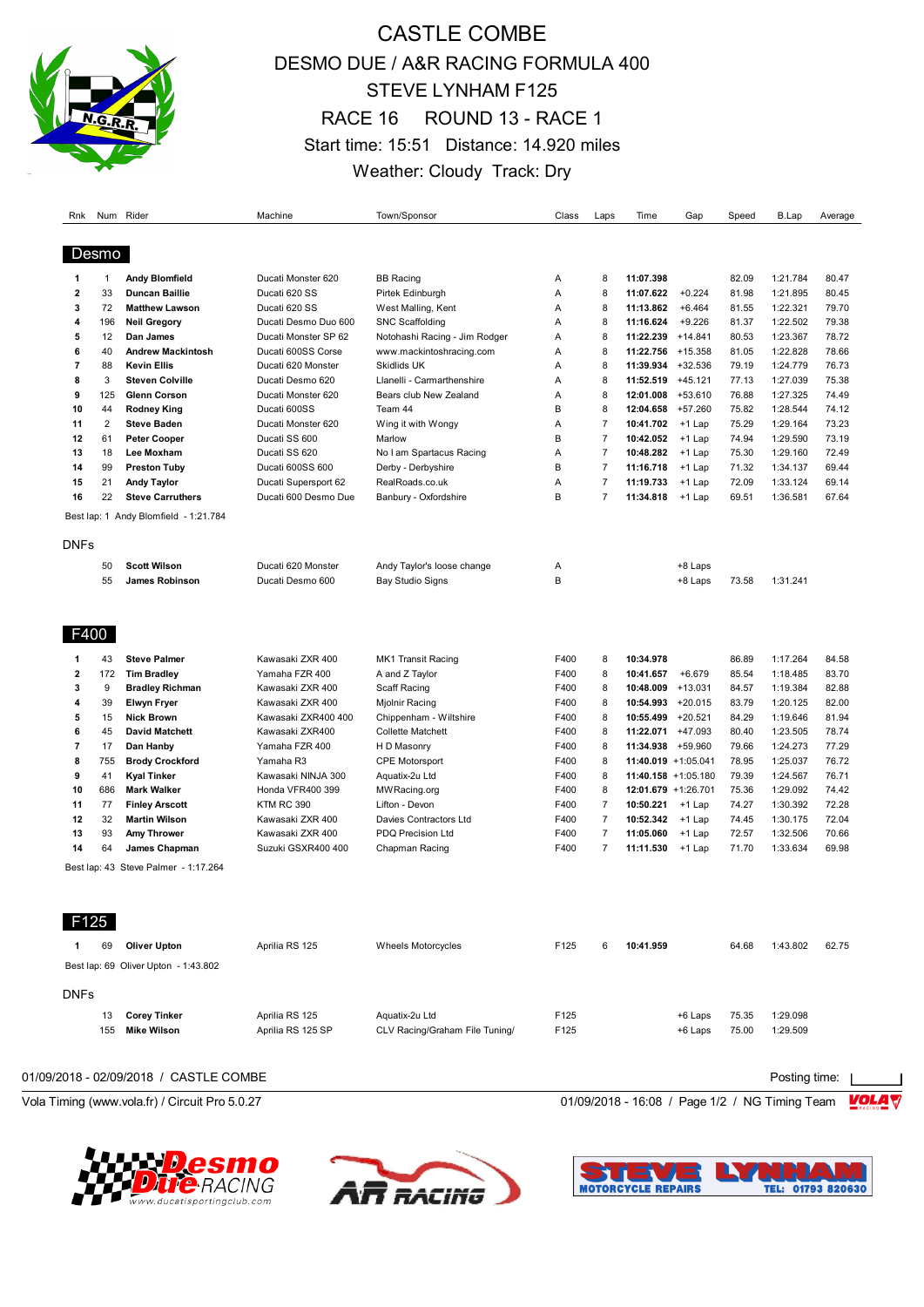# CASTLE COMBE

## DESMO DUE / A&R RACING FORMULA 400
## STEVE LYNHAM F125
## RACE 16 ROUND 13 - RACE 1

Start time: 15:51 Distance: 14.920 miles

Weather: Cloudy Track: Dry

### Desmo

| Rnk | Num | Rider | Machine | Town/Sponsor | Class | Laps | Time | Gap | Speed | B.Lap | Average |
|---|---|---|---|---|---|---|---|---|---|---|---|
| 1 | 1 | **Andy Blomfield** | Ducati Monster 620 | BB Racing | A | 8 | **11:07.398** | | 82.09 | 1:21.784 | 80.47 |
| 2 | 33 | **Duncan Baillie** | Ducati 620 SS | Pirtek Edinburgh | A | 8 | **11:07.622** | +0.224 | 81.98 | 1:21.895 | 80.45 |
| 3 | 72 | **Matthew Lawson** | Ducati 620 SS | West Malling, Kent | A | 8 | **11:13.862** | +6.464 | 81.55 | 1:22.321 | 79.70 |
| 4 | 196 | **Neil Gregory** | Ducati Desmo Duo 600 | SNC Scaffolding | A | 8 | **11:16.624** | +9.226 | 81.37 | 1:22.502 | 79.38 |
| 5 | 12 | **Dan James** | Ducati Monster SP 62 | Notohashi Racing - Jim Rodger | A | 8 | **11:22.239** | +14.841 | 80.53 | 1:23.367 | 78.72 |
| 6 | 40 | **Andrew Mackintosh** | Ducati 600SS Corse | www.mackintoshracing.com | A | 8 | **11:22.756** | +15.358 | 81.05 | 1:22.828 | 78.66 |
| 7 | 88 | **Kevin Ellis** | Ducati 620 Monster | Skidlids UK | A | 8 | **11:39.934** | +32.536 | 79.19 | 1:24.779 | 76.73 |
| 8 | 3 | **Steven Colville** | Ducati Desmo 620 | Llanelli - Carmarthenshire | A | 8 | **11:52.519** | +45.121 | 77.13 | 1:27.039 | 75.38 |
| 9 | 125 | **Glenn Corson** | Ducati Monster 620 | Bears club New Zealand | A | 8 | **12:01.008** | +53.610 | 76.88 | 1:27.325 | 74.49 |
| 10 | 44 | **Rodney King** | Ducati 600SS | Team 44 | B | 8 | **12:04.658** | +57.260 | 75.82 | 1:28.544 | 74.12 |
| 11 | 2 | **Steve Baden** | Ducati Monster 620 | Wing it with Wongy | A | 7 | **10:41.702** | +1 Lap | 75.29 | 1:29.164 | 73.23 |
| 12 | 61 | **Peter Cooper** | Ducati SS 600 | Marlow | B | 7 | **10:42.052** | +1 Lap | 74.94 | 1:29.590 | 73.19 |
| 13 | 18 | **Lee Moxham** | Ducati SS 620 | No I am Spartacus Racing | A | 7 | **10:48.282** | +1 Lap | 75.30 | 1:29.160 | 72.49 |
| 14 | 99 | **Preston Tuby** | Ducati 600SS 600 | Derby - Derbyshire | B | 7 | **11:16.718** | +1 Lap | 71.32 | 1:34.137 | 69.44 |
| 15 | 21 | **Andy Taylor** | Ducati Supersport 62 | RealRoads.co.uk | A | 7 | **11:19.733** | +1 Lap | 72.09 | 1:33.124 | 69.14 |
| 16 | 22 | **Steve Carruthers** | Ducati 600 Desmo Due | Banbury - Oxfordshire | B | 7 | **11:34.818** | +1 Lap | 69.51 | 1:36.581 | 67.64 |

Best lap: 1 Andy Blomfield - 1:21.784

**DNFs**

| Rnk | Num | Rider | Machine | Town/Sponsor | Class | Laps | Time | Gap | Speed | B.Lap | Average |
|---|---|---|---|---|---|---|---|---|---|---|---|
| | 50 | **Scott Wilson** | Ducati 620 Monster | Andy Taylor's loose change | A | | | +8 Laps | | | |
| | 55 | **James Robinson** | Ducati Desmo 600 | Bay Studio Signs | B | | | +8 Laps | 73.58 | 1:31.241 | |

### F400

| Rnk | Num | Rider | Machine | Town/Sponsor | Class | Laps | Time | Gap | Speed | B.Lap | Average |
|---|---|---|---|---|---|---|---|---|---|---|---|
| 1 | 43 | **Steve Palmer** | Kawasaki ZXR 400 | MK1 Transit Racing | F400 | 8 | **10:34.978** | | 86.89 | 1:17.264 | 84.58 |
| 2 | 172 | **Tim Bradley** | Yamaha FZR 400 | A and Z Taylor | F400 | 8 | **10:41.657** | +6.679 | 85.54 | 1:18.485 | 83.70 |
| 3 | 9 | **Bradley Richman** | Kawasaki ZXR 400 | Scaff Racing | F400 | 8 | **10:48.009** | +13.031 | 84.57 | 1:19.384 | 82.88 |
| 4 | 39 | **Elwyn Fryer** | Kawasaki ZXR 400 | Mjolnir Racing | F400 | 8 | **10:54.993** | +20.015 | 83.79 | 1:20.125 | 82.00 |
| 5 | 15 | **Nick Brown** | Kawasaki ZXR400 400 | Chippenham - Wiltshire | F400 | 8 | **10:55.499** | +20.521 | 84.29 | 1:19.646 | 81.94 |
| 6 | 45 | **David Matchett** | Kawasaki ZXR400 | Collette Matchett | F400 | 8 | **11:22.071** | +47.093 | 80.40 | 1:23.505 | 78.74 |
| 7 | 17 | **Dan Hanby** | Yamaha FZR 400 | H D Masonry | F400 | 8 | **11:34.938** | +59.960 | 79.66 | 1:24.273 | 77.29 |
| 8 | 755 | **Brody Crockford** | Yamaha R3 | CPE Motorsport | F400 | 8 | **11:40.019** | +1:05.041 | 78.95 | 1:25.037 | 76.72 |
| 9 | 41 | **Kyal Tinker** | Kawasaki NINJA 300 | Aquatix-2u Ltd | F400 | 8 | **11:40.158** | +1:05.180 | 79.39 | 1:24.567 | 76.71 |
| 10 | 686 | **Mark Walker** | Honda VFR400 399 | MWRacing.org | F400 | 8 | **12:01.679** | +1:26.701 | 75.36 | 1:29.092 | 74.42 |
| 11 | 77 | **Finley Arscott** | KTM RC 390 | Lifton - Devon | F400 | 7 | **10:50.221** | +1 Lap | 74.27 | 1:30.392 | 72.28 |
| 12 | 32 | **Martin Wilson** | Kawasaki ZXR 400 | Davies Contractors Ltd | F400 | 7 | **10:52.342** | +1 Lap | 74.45 | 1:30.175 | 72.04 |
| 13 | 93 | **Amy Thrower** | Kawasaki ZXR 400 | PDQ Precision Ltd | F400 | 7 | **11:05.060** | +1 Lap | 72.57 | 1:32.506 | 70.66 |
| 14 | 64 | **James Chapman** | Suzuki GSXR400 400 | Chapman Racing | F400 | 7 | **11:11.530** | +1 Lap | 71.70 | 1:33.634 | 69.98 |

Best lap: 43 Steve Palmer - 1:17.264

### F125

| Rnk | Num | Rider | Machine | Town/Sponsor | Class | Laps | Time | Gap | Speed | B.Lap | Average |
|---|---|---|---|---|---|---|---|---|---|---|---|
| 1 | 69 | **Oliver Upton** | Aprilia RS 125 | Wheels Motorcycles | F125 | 6 | **10:41.959** | | 64.68 | 1:43.802 | 62.75 |

Best lap: 69 Oliver Upton - 1:43.802

**DNFs**

| Rnk | Num | Rider | Machine | Town/Sponsor | Class | Laps | Time | Gap | Speed | B.Lap | Average |
|---|---|---|---|---|---|---|---|---|---|---|---|
| | 13 | **Corey Tinker** | Aprilia RS 125 | Aquatix-2u Ltd | F125 | | | +6 Laps | 75.35 | 1:29.098 | |
| | 155 | **Mike Wilson** | Aprilia RS 125 SP | CLV Racing/Graham File Tuning/ | F125 | | | +6 Laps | 75.00 | 1:29.509 | |

01/09/2018 - 02/09/2018 / CASTLE COMBE

Posting time:

Vola Timing (www.vola.fr) / Circuit Pro 5.0.27

01/09/2018 - 16:08 / Page 1/2 / NG Timing Team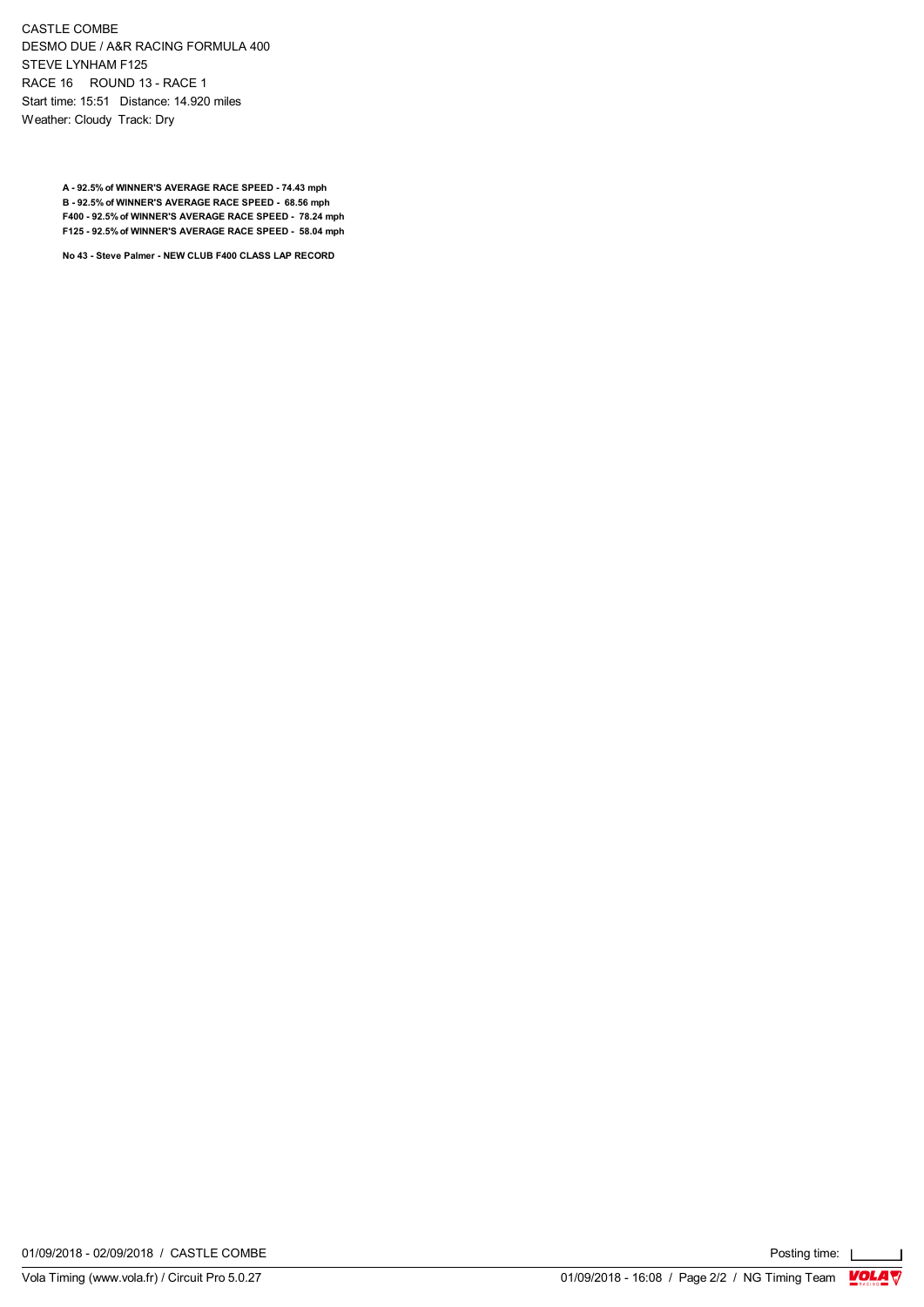CASTLE COMBE
DESMO DUE / A&R RACING FORMULA 400
STEVE LYNHAM F125
RACE 16 ROUND 13 - RACE 1
Start time: 15:51 Distance: 14.920 miles
Weather: Cloudy Track: Dry

**A - 92.5% of WINNER'S AVERAGE RACE SPEED - 74.43 mph**
**B - 92.5% of WINNER'S AVERAGE RACE SPEED - 68.56 mph**
**F400 - 92.5% of WINNER'S AVERAGE RACE SPEED - 78.24 mph**
**F125 - 92.5% of WINNER'S AVERAGE RACE SPEED - 58.04 mph**

**No 43 - Steve Palmer - NEW CLUB F400 CLASS LAP RECORD**

01/09/2018 - 02/09/2018 / CASTLE COMBE

Posting time: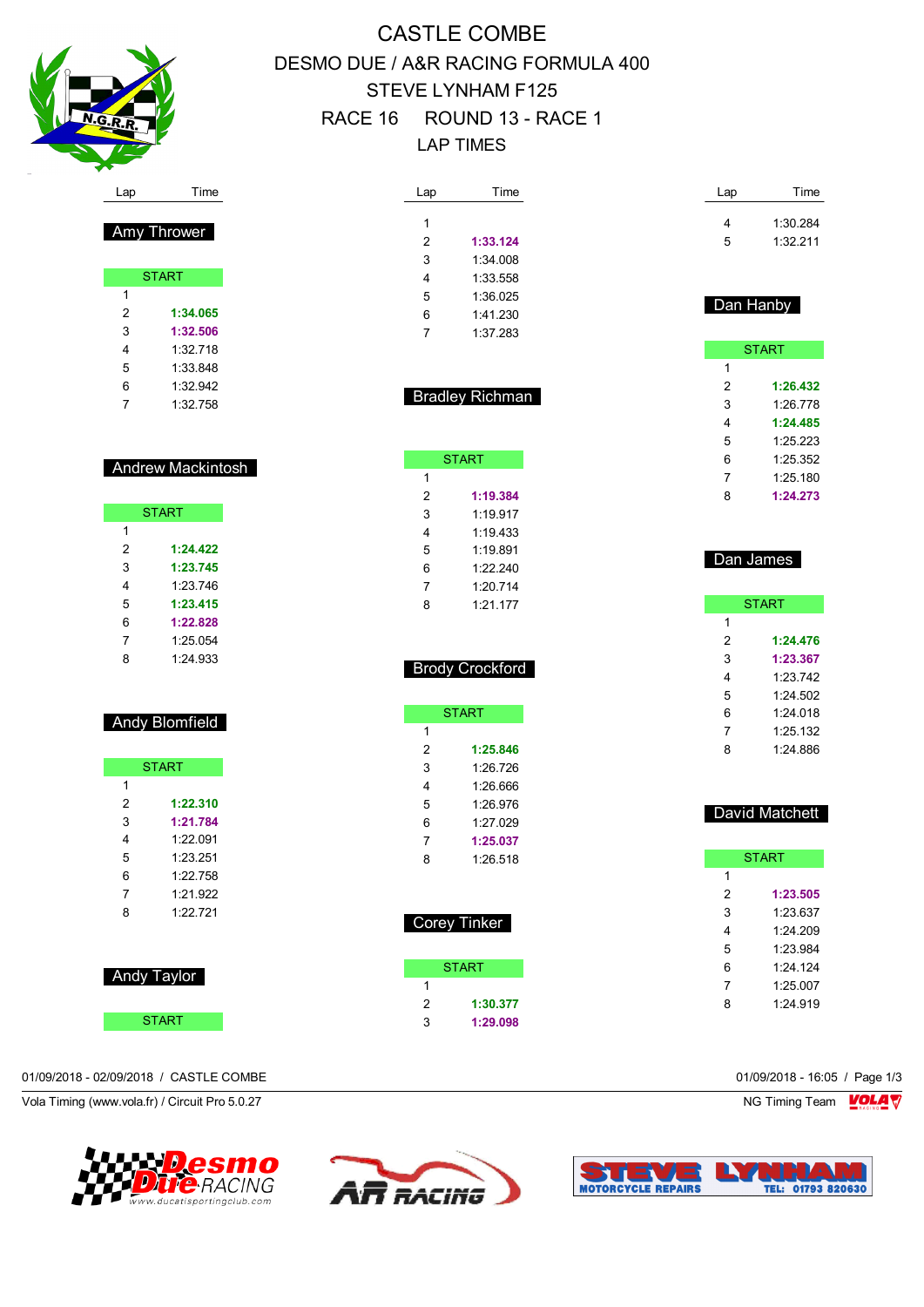# CASTLE COMBE

## DESMO DUE / A&R RACING FORMULA 400

## STEVE LYNHAM F125

## RACE 16 ROUND 13 - RACE 1

## LAP TIMES

### Amy Thrower

| Lap | Time |
|---|---|
| START | |
| 1 | |
| 2 | **1:34.065** |
| 3 | **1:32.506** |
| 4 | 1:32.718 |
| 5 | 1:33.848 |
| 6 | 1:32.942 |
| 7 | 1:32.758 |

### Andrew Mackintosh

| Lap | Time |
|---|---|
| START | |
| 1 | |
| 2 | **1:24.422** |
| 3 | **1:23.745** |
| 4 | 1:23.746 |
| 5 | **1:23.415** |
| 6 | **1:22.828** |
| 7 | 1:25.054 |
| 8 | 1:24.933 |

### Andy Blomfield

| Lap | Time |
|---|---|
| START | |
| 1 | |
| 2 | **1:22.310** |
| 3 | **1:21.784** |
| 4 | 1:22.091 |
| 5 | 1:23.251 |
| 6 | 1:22.758 |
| 7 | 1:21.922 |
| 8 | 1:22.721 |

### Andy Taylor

| Lap | Time |
|---|---|
| START | |
| 1 | |
| 2 | **1:33.124** |
| 3 | 1:34.008 |
| 4 | 1:33.558 |
| 5 | 1:36.025 |
| 6 | 1:41.230 |
| 7 | 1:37.283 |

### Bradley Richman

| Lap | Time |
|---|---|
| START | |
| 1 | |
| 2 | **1:19.384** |
| 3 | 1:19.917 |
| 4 | 1:19.433 |
| 5 | 1:19.891 |
| 6 | 1:22.240 |
| 7 | 1:20.714 |
| 8 | 1:21.177 |

### Brody Crockford

| Lap | Time |
|---|---|
| START | |
| 1 | |
| 2 | **1:25.846** |
| 3 | 1:26.726 |
| 4 | 1:26.666 |
| 5 | 1:26.976 |
| 6 | 1:27.029 |
| 7 | **1:25.037** |
| 8 | 1:26.518 |

### Corey Tinker

| Lap | Time |
|---|---|
| START | |
| 1 | |
| 2 | **1:30.377** |
| 3 | **1:29.098** |
| 4 | 1:30.284 |
| 5 | 1:32.211 |

### Dan Hanby

| Lap | Time |
|---|---|
| START | |
| 1 | |
| 2 | **1:26.432** |
| 3 | 1:26.778 |
| 4 | **1:24.485** |
| 5 | 1:25.223 |
| 6 | 1:25.352 |
| 7 | 1:25.180 |
| 8 | **1:24.273** |

### Dan James

| Lap | Time |
|---|---|
| START | |
| 1 | |
| 2 | **1:24.476** |
| 3 | **1:23.367** |
| 4 | 1:23.742 |
| 5 | 1:24.502 |
| 6 | 1:24.018 |
| 7 | 1:25.132 |
| 8 | 1:24.886 |

### David Matchett

| Lap | Time |
|---|---|
| START | |
| 1 | |
| 2 | **1:23.505** |
| 3 | 1:23.637 |
| 4 | 1:24.209 |
| 5 | 1:23.984 |
| 6 | 1:24.124 |
| 7 | 1:25.007 |
| 8 | 1:24.919 |

01/09/2018 - 02/09/2018 / CASTLE COMBE

01/09/2018 - 16:05

Vola Timing (www.vola.fr) / Circuit Pro 5.0.27

NG Timing Team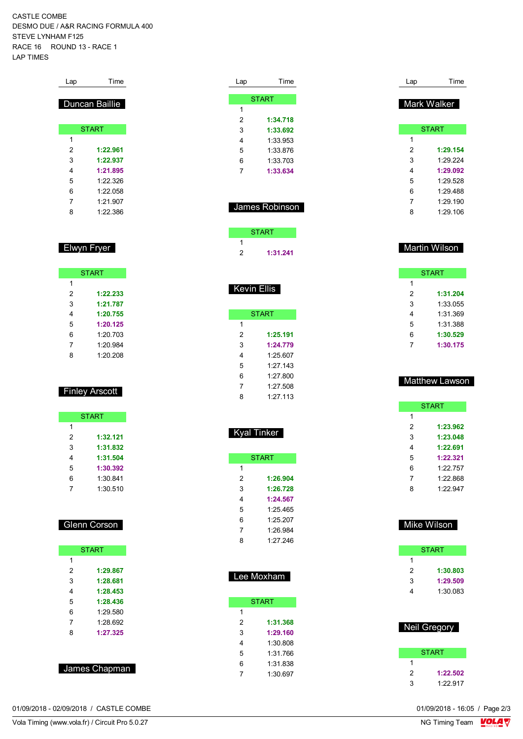CASTLE COMBE
DESMO DUE / A&R RACING FORMULA 400
STEVE LYNHAM F125
RACE 16 ROUND 13 - RACE 1
LAP TIMES

## Duncan Baillie

| Lap | Time |
|---|---|
| START | |
| 1 | |
| 2 | **1:22.961** |
| 3 | **1:22.937** |
| 4 | **1:21.895** |
| 5 | 1:22.326 |
| 6 | 1:22.058 |
| 7 | 1:21.907 |
| 8 | 1:22.386 |

## Elwyn Fryer

| Lap | Time |
|---|---|
| START | |
| 1 | |
| 2 | **1:22.233** |
| 3 | **1:21.787** |
| 4 | **1:20.755** |
| 5 | **1:20.125** |
| 6 | 1:20.703 |
| 7 | 1:20.984 |
| 8 | 1:20.208 |

## Finley Arscott

| Lap | Time |
|---|---|
| START | |
| 1 | |
| 2 | **1:32.121** |
| 3 | **1:31.832** |
| 4 | **1:31.504** |
| 5 | **1:30.392** |
| 6 | 1:30.841 |
| 7 | 1:30.510 |

## Glenn Corson

| Lap | Time |
|---|---|
| START | |
| 1 | |
| 2 | **1:29.867** |
| 3 | **1:28.681** |
| 4 | **1:28.453** |
| 5 | **1:28.436** |
| 6 | 1:29.580 |
| 7 | 1:28.692 |
| 8 | **1:27.325** |

## James Chapman

| Lap | Time |
|---|---|
| START | |
| 1 | |
| 2 | **1:34.718** |
| 3 | **1:33.692** |
| 4 | 1:33.953 |
| 5 | 1:33.876 |
| 6 | 1:33.703 |
| 7 | **1:33.634** |

## James Robinson

| Lap | Time |
|---|---|
| START | |
| 1 | |
| 2 | **1:31.241** |

## Kevin Ellis

| Lap | Time |
|---|---|
| START | |
| 1 | |
| 2 | **1:25.191** |
| 3 | **1:24.779** |
| 4 | 1:25.607 |
| 5 | 1:27.143 |
| 6 | 1:27.800 |
| 7 | 1:27.508 |
| 8 | 1:27.113 |

## Kyal Tinker

| Lap | Time |
|---|---|
| START | |
| 1 | |
| 2 | **1:26.904** |
| 3 | **1:26.728** |
| 4 | **1:24.567** |
| 5 | 1:25.465 |
| 6 | 1:25.207 |
| 7 | 1:26.984 |
| 8 | 1:27.246 |

## Lee Moxham

| Lap | Time |
|---|---|
| START | |
| 1 | |
| 2 | **1:31.368** |
| 3 | **1:29.160** |
| 4 | 1:30.808 |
| 5 | 1:31.766 |
| 6 | 1:31.838 |
| 7 | 1:30.697 |

## Mark Walker

| Lap | Time |
|---|---|
| START | |
| 1 | |
| 2 | **1:29.154** |
| 3 | 1:29.224 |
| 4 | **1:29.092** |
| 5 | 1:29.528 |
| 6 | 1:29.488 |
| 7 | 1:29.190 |
| 8 | 1:29.106 |

## Martin Wilson

| Lap | Time |
|---|---|
| START | |
| 1 | |
| 2 | **1:31.204** |
| 3 | 1:33.055 |
| 4 | 1:31.369 |
| 5 | 1:31.388 |
| 6 | **1:30.529** |
| 7 | **1:30.175** |

## Matthew Lawson

| Lap | Time |
|---|---|
| START | |
| 1 | |
| 2 | **1:23.962** |
| 3 | **1:23.048** |
| 4 | **1:22.691** |
| 5 | **1:22.321** |
| 6 | 1:22.757 |
| 7 | 1:22.868 |
| 8 | 1:22.947 |

## Mike Wilson

| Lap | Time |
|---|---|
| START | |
| 1 | |
| 2 | **1:30.803** |
| 3 | **1:29.509** |
| 4 | 1:30.083 |

## Neil Gregory

| Lap | Time |
|---|---|
| START | |
| 1 | |
| 2 | **1:22.502** |
| 3 | 1:22.917 |

01/09/2018 - 02/09/2018 / CASTLE COMBE
01/09/2018 - 16:05
Vola Timing (www.vola.fr) / Circuit Pro 5.0.27
NG Timing Team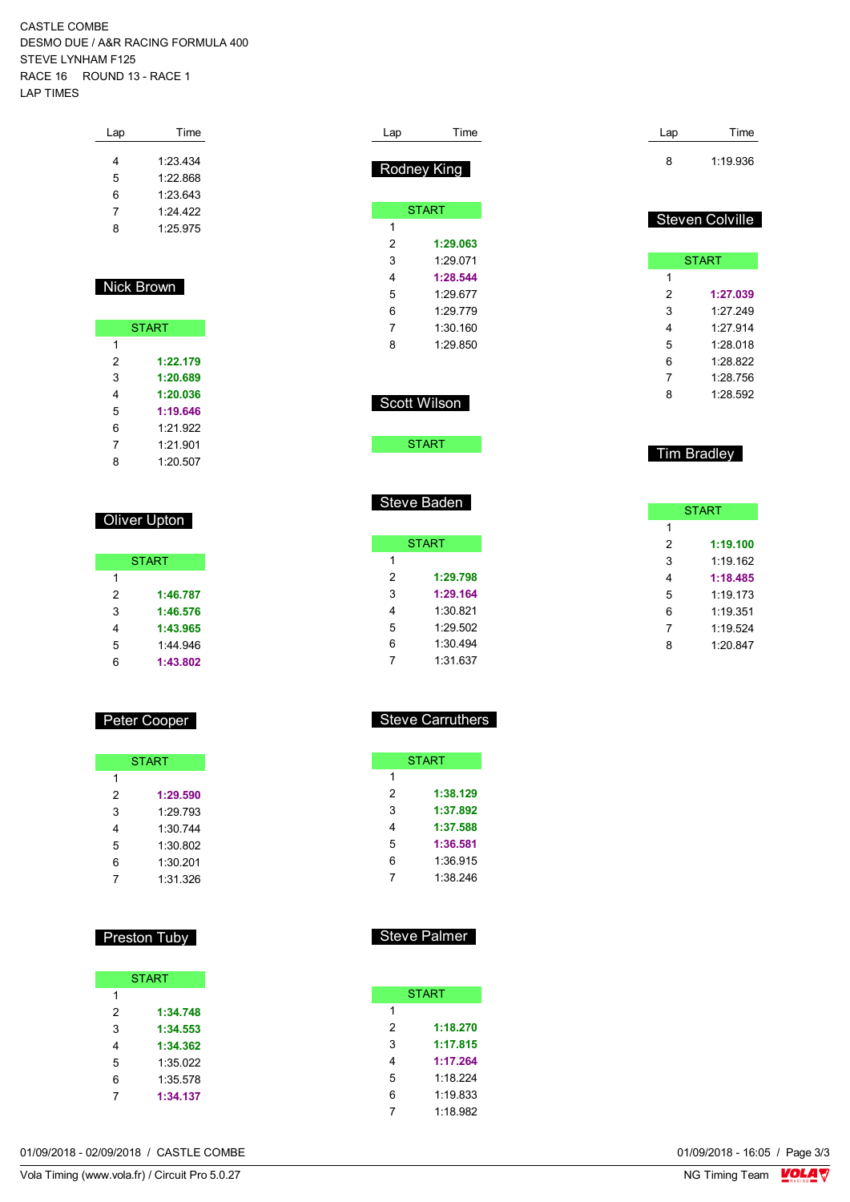CASTLE COMBE
DESMO DUE / A&R RACING FORMULA 400
STEVE LYNHAM F125
RACE 16 ROUND 13 - RACE 1
LAP TIMES

| Lap | Time |
|---|---|
| 4 | 1:23.434 |
| 5 | 1:22.868 |
| 6 | 1:23.643 |
| 7 | 1:24.422 |
| 8 | 1:25.975 |

**Nick Brown**

| Lap | Time |
|---|---|
| START | |
| 1 | |
| 2 | **1:22.179** |
| 3 | **1:20.689** |
| 4 | **1:20.036** |
| 5 | **1:19.646** |
| 6 | 1:21.922 |
| 7 | 1:21.901 |
| 8 | 1:20.507 |

**Oliver Upton**

| Lap | Time |
|---|---|
| START | |
| 1 | |
| 2 | **1:46.787** |
| 3 | **1:46.576** |
| 4 | **1:43.965** |
| 5 | 1:44.946 |
| 6 | **1:43.802** |

**Peter Cooper**

| Lap | Time |
|---|---|
| START | |
| 1 | |
| 2 | **1:29.590** |
| 3 | 1:29.793 |
| 4 | 1:30.744 |
| 5 | 1:30.802 |
| 6 | 1:30.201 |
| 7 | 1:31.326 |

**Preston Tuby**

| Lap | Time |
|---|---|
| START | |
| 1 | |
| 2 | **1:34.748** |
| 3 | **1:34.553** |
| 4 | **1:34.362** |
| 5 | 1:35.022 |
| 6 | 1:35.578 |
| 7 | **1:34.137** |

**Rodney King**

| Lap | Time |
|---|---|
| START | |
| 1 | |
| 2 | **1:29.063** |
| 3 | 1:29.071 |
| 4 | **1:28.544** |
| 5 | 1:29.677 |
| 6 | 1:29.779 |
| 7 | 1:30.160 |
| 8 | 1:29.850 |

**Scott Wilson**

| Lap | Time |
|---|---|
| START | |

**Steve Baden**

| Lap | Time |
|---|---|
| START | |
| 1 | |
| 2 | **1:29.798** |
| 3 | **1:29.164** |
| 4 | 1:30.821 |
| 5 | 1:29.502 |
| 6 | 1:30.494 |
| 7 | 1:31.637 |

**Steve Carruthers**

| Lap | Time |
|---|---|
| START | |
| 1 | |
| 2 | **1:38.129** |
| 3 | **1:37.892** |
| 4 | **1:37.588** |
| 5 | **1:36.581** |
| 6 | 1:36.915 |
| 7 | 1:38.246 |

**Steve Palmer**

| Lap | Time |
|---|---|
| START | |
| 1 | |
| 2 | **1:18.270** |
| 3 | **1:17.815** |
| 4 | **1:17.264** |
| 5 | 1:18.224 |
| 6 | 1:19.833 |
| 7 | 1:18.982 |

| Lap | Time |
|---|---|
| 8 | 1:19.936 |

**Steven Colville**

| Lap | Time |
|---|---|
| START | |
| 1 | |
| 2 | **1:27.039** |
| 3 | 1:27.249 |
| 4 | 1:27.914 |
| 5 | 1:28.018 |
| 6 | 1:28.822 |
| 7 | 1:28.756 |
| 8 | 1:28.592 |

**Tim Bradley**

| Lap | Time |
|---|---|
| START | |
| 1 | |
| 2 | **1:19.100** |
| 3 | 1:19.162 |
| 4 | **1:18.485** |
| 5 | 1:19.173 |
| 6 | 1:19.351 |
| 7 | 1:19.524 |
| 8 | 1:20.847 |

01/09/2018 - 02/09/2018 / CASTLE COMBE
Vola Timing (www.vola.fr) / Circuit Pro 5.0.27

01/09/2018 - 16:05
NG Timing Team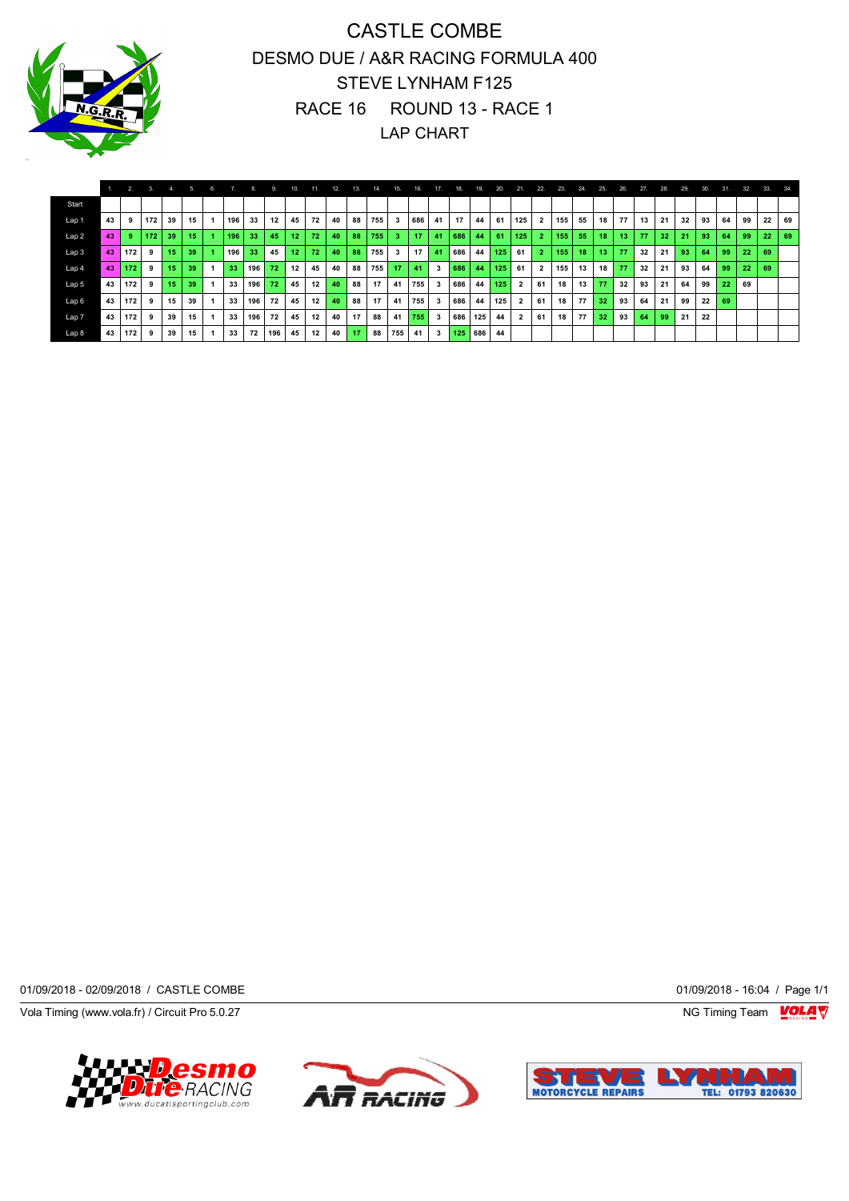# CASTLE COMBE

## DESMO DUE / A&R RACING FORMULA 400

## STEVE LYNHAM F125

## RACE 16 ROUND 13 - RACE 1

## LAP CHART

| | 1. | 2. | 3. | 4. | 5. | 6. | 7. | 8. | 9. | 10. | 11. | 12. | 13. | 14. | 15. | 16. | 17. | 18. | 19. | 20. | 21. | 22. | 23. | 24. | 25. | 26. | 27. | 28. | 29. | 30. | 31. | 32. | 33. | 34. |
|---|---|---|---|---|---|---|---|---|---|---|---|---|---|---|---|---|---|---|---|---|---|---|---|---|---|---|---|---|---|---|---|---|---|---|
| Start | | | | | | | | | | | | | | | | | | | | | | | | | | | | | | | | | | |
| Lap 1 | 43 | 9 | 172 | 39 | 15 | 1 | 196 | 33 | 12 | 45 | 72 | 40 | 88 | 755 | 3 | 686 | 41 | 17 | 44 | 61 | 125 | 2 | 155 | 55 | 18 | 77 | 13 | 21 | 32 | 93 | 64 | 99 | 22 | 69 |
| Lap 2 | 43 | 9 | 172 | 39 | 15 | 1 | 196 | 33 | 45 | 12 | 72 | 40 | 88 | 755 | 3 | 17 | 41 | 686 | 44 | 61 | 125 | 2 | 155 | 55 | 18 | 13 | 77 | 32 | 21 | 93 | 64 | 99 | 22 | 69 |
| Lap 3 | 43 | 172 | 9 | 15 | 39 | 1 | 196 | 33 | 45 | 12 | 72 | 40 | 88 | 755 | 3 | 17 | 41 | 686 | 44 | 125 | 61 | 2 | 155 | 18 | 13 | 77 | 32 | 21 | 93 | 64 | 99 | 22 | 69 | |
| Lap 4 | 43 | 172 | 9 | 15 | 39 | 1 | 33 | 196 | 72 | 12 | 45 | 40 | 88 | 755 | 17 | 41 | 3 | 686 | 44 | 125 | 61 | 2 | 155 | 13 | 18 | 77 | 32 | 21 | 93 | 64 | 99 | 22 | 69 | |
| Lap 5 | 43 | 172 | 9 | 15 | 39 | 1 | 33 | 196 | 72 | 45 | 12 | 40 | 88 | 17 | 41 | 755 | 3 | 686 | 44 | 125 | 2 | 61 | 18 | 13 | 77 | 32 | 93 | 21 | 64 | 99 | 22 | 69 | | |
| Lap 6 | 43 | 172 | 9 | 15 | 39 | 1 | 33 | 196 | 72 | 45 | 12 | 40 | 88 | 17 | 41 | 755 | 3 | 686 | 44 | 125 | 2 | 61 | 18 | 77 | 32 | 93 | 64 | 21 | 99 | 22 | 69 | | | |
| Lap 7 | 43 | 172 | 9 | 39 | 15 | 1 | 33 | 196 | 72 | 45 | 12 | 40 | 17 | 88 | 41 | 755 | 3 | 686 | 125 | 44 | 2 | 61 | 18 | 77 | 32 | 93 | 64 | 99 | 21 | 22 | | | | |
| Lap 8 | 43 | 172 | 9 | 39 | 15 | 1 | 33 | 72 | 196 | 45 | 12 | 40 | 17 | 88 | 755 | 41 | 3 | 125 | 686 | 44 | | | | | | | | | | | | | | |

01/09/2018 - 02/09/2018 / CASTLE COMBE

01/09/2018 - 16:04

Vola Timing (www.vola.fr) / Circuit Pro 5.0.27

NG Timing Team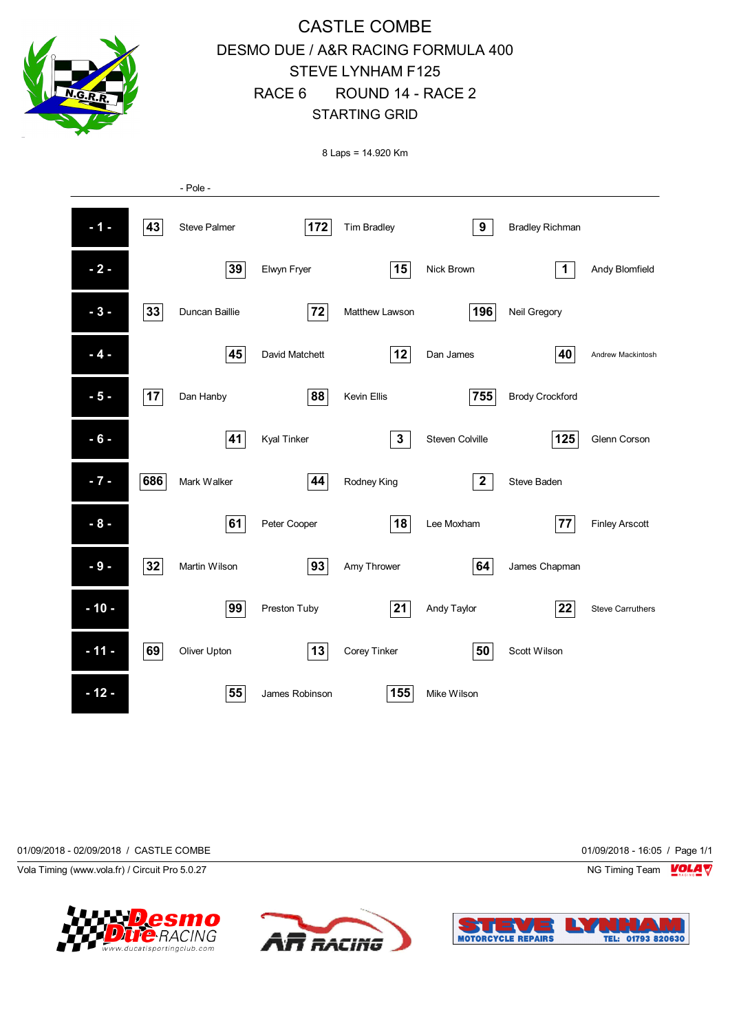# CASTLE COMBE

## DESMO DUE / A&R RACING FORMULA 400

## STEVE LYNHAM F125

## RACE 6 ROUND 14 - RACE 2

## STARTING GRID

8 Laps = 14.920 Km

- Pole -

| Row | No. | Rider | No. | Rider | No. | Rider |
|---|---|---|---|---|---|---|
| - 1 - | 43 | Steve Palmer | 172 | Tim Bradley | 9 | Bradley Richman |
| - 2 - | 39 | Elwyn Fryer | 15 | Nick Brown | 1 | Andy Blomfield |
| - 3 - | 33 | Duncan Baillie | 72 | Matthew Lawson | 196 | Neil Gregory |
| - 4 - | 45 | David Matchett | 12 | Dan James | 40 | Andrew Mackintosh |
| - 5 - | 17 | Dan Hanby | 88 | Kevin Ellis | 755 | Brody Crockford |
| - 6 - | 41 | Kyal Tinker | 3 | Steven Colville | 125 | Glenn Corson |
| - 7 - | 686 | Mark Walker | 44 | Rodney King | 2 | Steve Baden |
| - 8 - | 61 | Peter Cooper | 18 | Lee Moxham | 77 | Finley Arscott |
| - 9 - | 32 | Martin Wilson | 93 | Amy Thrower | 64 | James Chapman |
| - 10 - | 99 | Preston Tuby | 21 | Andy Taylor | 22 | Steve Carrruthers |
| - 11 - | 69 | Oliver Upton | 13 | Corey Tinker | 50 | Scott Wilson |
| - 12 - | 55 | James Robinson | 155 | Mike Wilson | | |

01/09/2018 - 02/09/2018 / CASTLE COMBE

01/09/2018 - 16:05 / Page 1/1

Vola Timing (www.vola.fr) / Circuit Pro 5.0.27

NG Timing Team